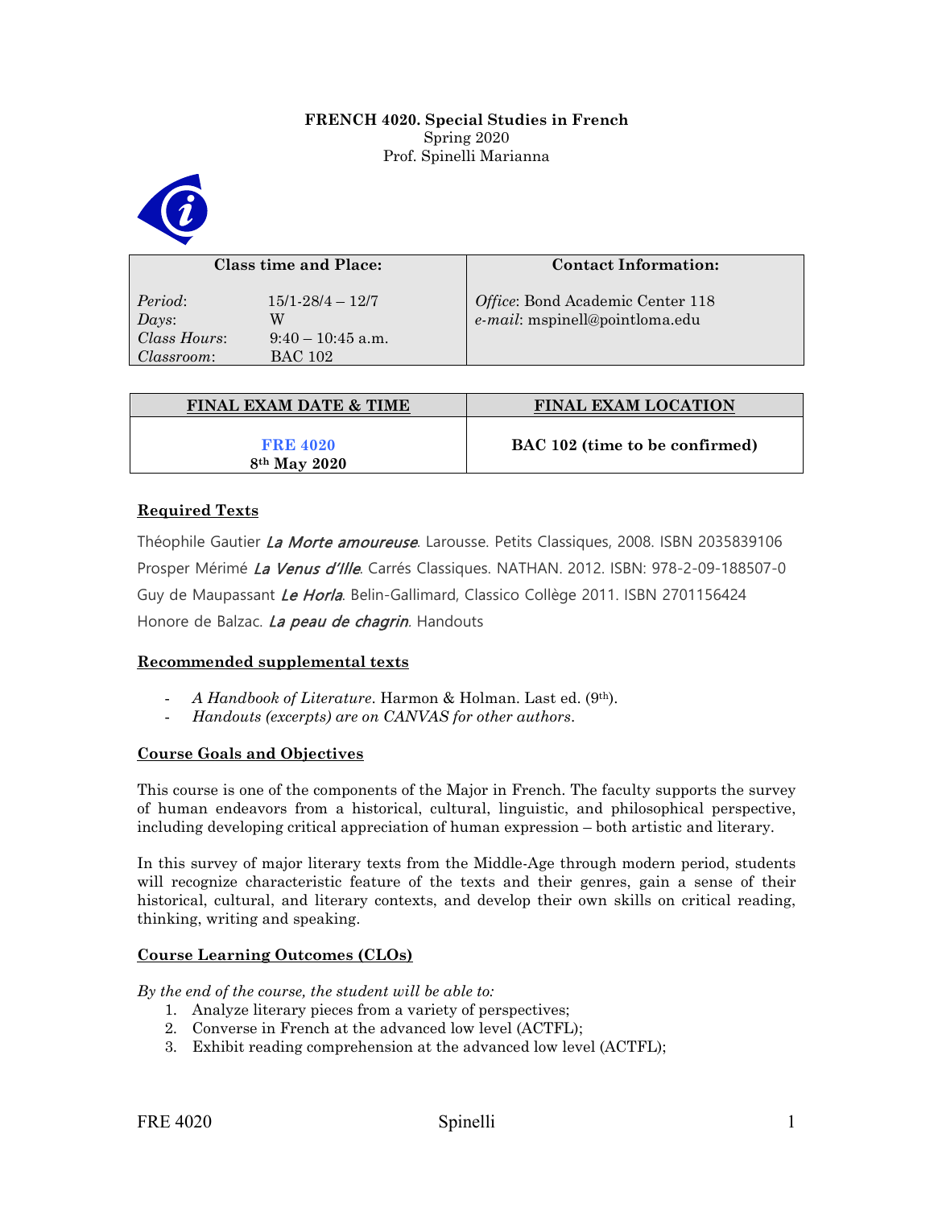**FRENCH 4020. Special Studies in French**
Spring 2020
Prof. Spinelli Marianna

| Class time and Place: | | Contact Information: |
| --- | --- | --- |
| *Period*: | 15/1-28/4 – 12/7 | *Office*: Bond Academic Center 118 |
| *Days*: | W | *e-mail*: mspinell@pointloma.edu |
| *Class Hours*: | 9:40 – 10:45 a.m. | |
| *Classroom*: | BAC 102 | |

| FINAL EXAM DATE & TIME | FINAL EXAM LOCATION |
| --- | --- |
| **FRE 4020** **8th May 2020** | **BAC 102 (time to be confirmed)** |

## Required Texts

Théophile Gautier *La Morte amoureuse*. Larousse. Petits Classiques, 2008. ISBN 2035839106

Prosper Mérimé *La Venus d'Ille*. Carrés Classiques. NATHAN. 2012. ISBN: 978-2-09-188507-0

Guy de Maupassant *Le Horla*. Belin-Gallimard, Classico Collège 2011. ISBN 2701156424

Honore de Balzac. *La peau de chagrin*. Handouts

## Recommended supplemental texts

- *A Handbook of Literature*. Harmon & Holman. Last ed. (9th).
- *Handouts (excerpts) are on CANVAS for other authors*.

## Course Goals and Objectives

This course is one of the components of the Major in French. The faculty supports the survey of human endeavors from a historical, cultural, linguistic, and philosophical perspective, including developing critical appreciation of human expression – both artistic and literary.

In this survey of major literary texts from the Middle-Age through modern period, students will recognize characteristic feature of the texts and their genres, gain a sense of their historical, cultural, and literary contexts, and develop their own skills on critical reading, thinking, writing and speaking.

## Course Learning Outcomes (CLOs)

*By the end of the course, the student will be able to:*

1. Analyze literary pieces from a variety of perspectives;
2. Converse in French at the advanced low level (ACTFL);
3. Exhibit reading comprehension at the advanced low level (ACTFL);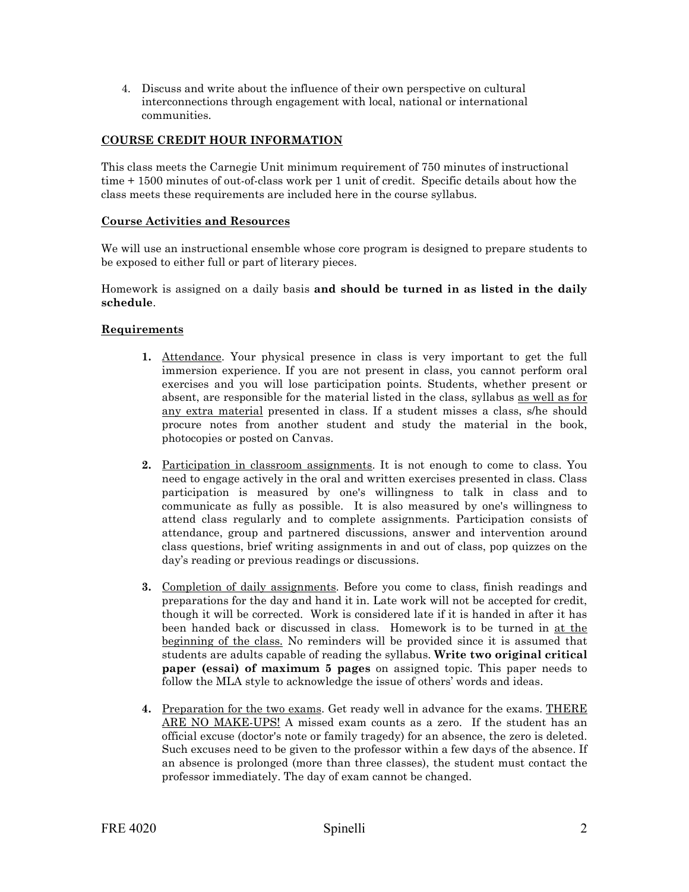4. Discuss and write about the influence of their own perspective on cultural interconnections through engagement with local, national or international communities.

## COURSE CREDIT HOUR INFORMATION

This class meets the Carnegie Unit minimum requirement of 750 minutes of instructional time + 1500 minutes of out-of-class work per 1 unit of credit. Specific details about how the class meets these requirements are included here in the course syllabus.

## Course Activities and Resources

We will use an instructional ensemble whose core program is designed to prepare students to be exposed to either full or part of literary pieces.

Homework is assigned on a daily basis **and should be turned in as listed in the daily schedule**.

## Requirements

1. Attendance. Your physical presence in class is very important to get the full immersion experience. If you are not present in class, you cannot perform oral exercises and you will lose participation points. Students, whether present or absent, are responsible for the material listed in the class, syllabus as well as for any extra material presented in class. If a student misses a class, s/he should procure notes from another student and study the material in the book, photocopies or posted on Canvas.

2. Participation in classroom assignments. It is not enough to come to class. You need to engage actively in the oral and written exercises presented in class. Class participation is measured by one's willingness to talk in class and to communicate as fully as possible. It is also measured by one's willingness to attend class regularly and to complete assignments. Participation consists of attendance, group and partnered discussions, answer and intervention around class questions, brief writing assignments in and out of class, pop quizzes on the day's reading or previous readings or discussions.

3. Completion of daily assignments. Before you come to class, finish readings and preparations for the day and hand it in. Late work will not be accepted for credit, though it will be corrected. Work is considered late if it is handed in after it has been handed back or discussed in class. Homework is to be turned in at the beginning of the class. No reminders will be provided since it is assumed that students are adults capable of reading the syllabus. **Write two original critical paper (essai) of maximum 5 pages** on assigned topic. This paper needs to follow the MLA style to acknowledge the issue of others' words and ideas.

4. Preparation for the two exams. Get ready well in advance for the exams. THERE ARE NO MAKE-UPS! A missed exam counts as a zero. If the student has an official excuse (doctor's note or family tragedy) for an absence, the zero is deleted. Such excuses need to be given to the professor within a few days of the absence. If an absence is prolonged (more than three classes), the student must contact the professor immediately. The day of exam cannot be changed.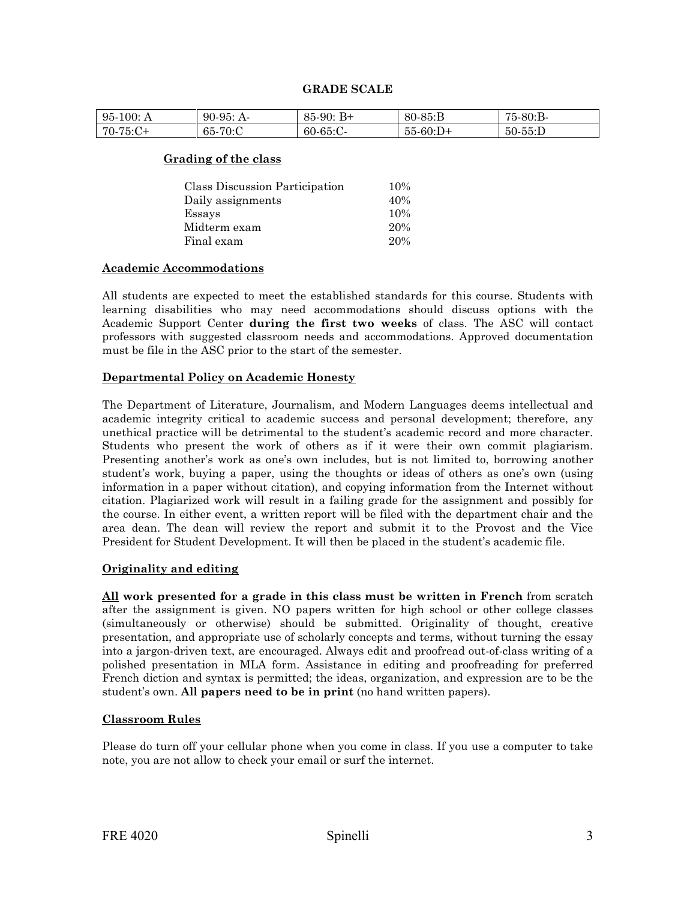### GRADE SCALE

| 95-100: A | 90-95: A- | 85-90: B+ | 80-85:B | 75-80:B- |
|---|---|---|---|---|
| 70-75:C+ | 65-70:C | 60-65:C- | 55-60:D+ | 50-55:D |

**Grading of the class**

| | |
|---|---|
| Class Discussion Participation | 10% |
| Daily assignments | 40% |
| Essays | 10% |
| Midterm exam | 20% |
| Final exam | 20% |

**Academic Accommodations**

All students are expected to meet the established standards for this course. Students with learning disabilities who may need accommodations should discuss options with the Academic Support Center **during the first two weeks** of class. The ASC will contact professors with suggested classroom needs and accommodations. Approved documentation must be file in the ASC prior to the start of the semester.

**Departmental Policy on Academic Honesty**

The Department of Literature, Journalism, and Modern Languages deems intellectual and academic integrity critical to academic success and personal development; therefore, any unethical practice will be detrimental to the student's academic record and more character. Students who present the work of others as if it were their own commit plagiarism. Presenting another's work as one's own includes, but is not limited to, borrowing another student's work, buying a paper, using the thoughts or ideas of others as one's own (using information in a paper without citation), and copying information from the Internet without citation. Plagiarized work will result in a failing grade for the assignment and possibly for the course. In either event, a written report will be filed with the department chair and the area dean. The dean will review the report and submit it to the Provost and the Vice President for Student Development. It will then be placed in the student's academic file.

**Originality and editing**

**All work presented for a grade in this class must be written in French** from scratch after the assignment is given. NO papers written for high school or other college classes (simultaneously or otherwise) should be submitted. Originality of thought, creative presentation, and appropriate use of scholarly concepts and terms, without turning the essay into a jargon-driven text, are encouraged. Always edit and proofread out-of-class writing of a polished presentation in MLA form. Assistance in editing and proofreading for preferred French diction and syntax is permitted; the ideas, organization, and expression are to be the student's own. **All papers need to be in print** (no hand written papers).

**Classroom Rules**

Please do turn off your cellular phone when you come in class. If you use a computer to take note, you are not allow to check your email or surf the internet.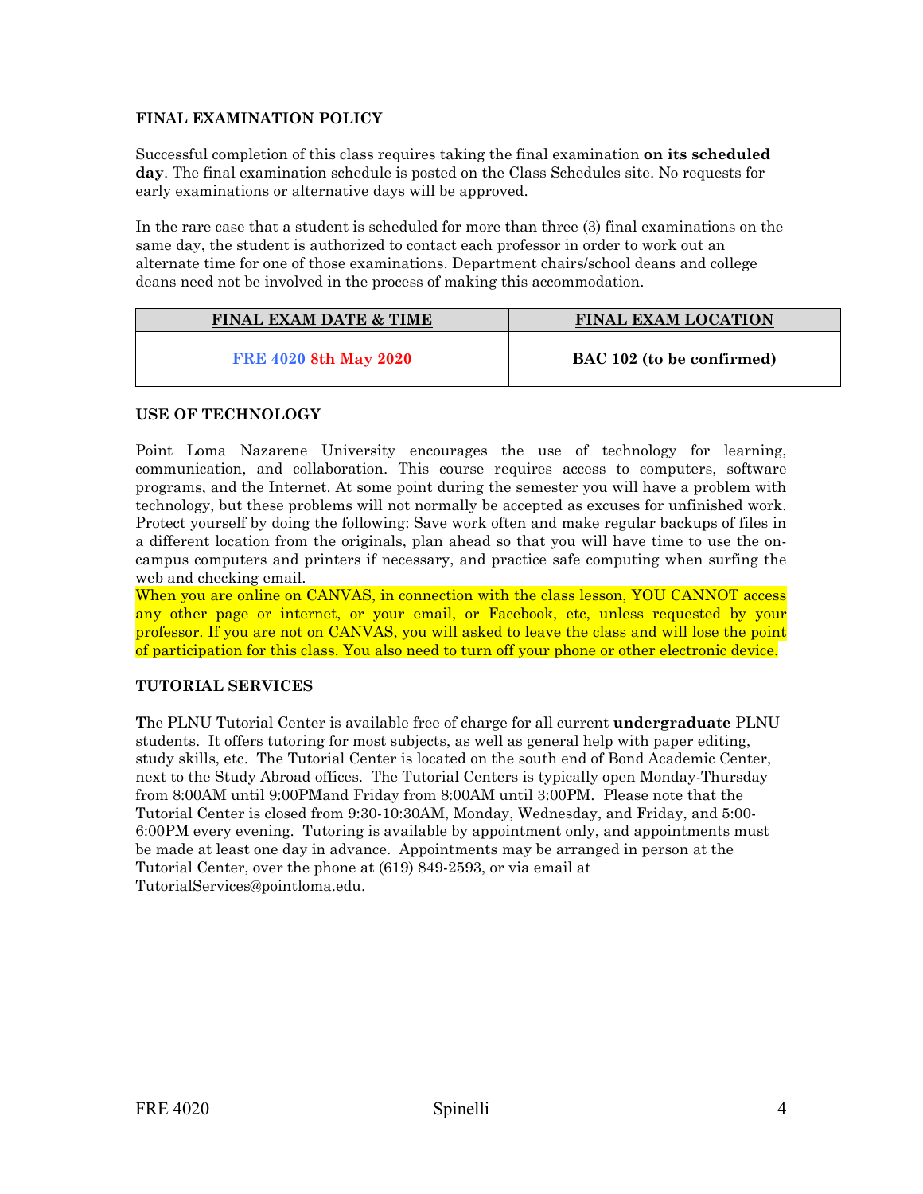**FINAL EXAMINATION POLICY**

Successful completion of this class requires taking the final examination **on its scheduled day**. The final examination schedule is posted on the Class Schedules site. No requests for early examinations or alternative days will be approved.

In the rare case that a student is scheduled for more than three (3) final examinations on the same day, the student is authorized to contact each professor in order to work out an alternate time for one of those examinations. Department chairs/school deans and college deans need not be involved in the process of making this accommodation.

| FINAL EXAM DATE & TIME | FINAL EXAM LOCATION |
| --- | --- |
| **FRE 4020 8th May 2020** | **BAC 102 (to be confirmed)** |

**USE OF TECHNOLOGY**

Point Loma Nazarene University encourages the use of technology for learning, communication, and collaboration. This course requires access to computers, software programs, and the Internet. At some point during the semester you will have a problem with technology, but these problems will not normally be accepted as excuses for unfinished work. Protect yourself by doing the following: Save work often and make regular backups of files in a different location from the originals, plan ahead so that you will have time to use the on-campus computers and printers if necessary, and practice safe computing when surfing the web and checking email.
When you are online on CANVAS, in connection with the class lesson, YOU CANNOT access any other page or internet, or your email, or Facebook, etc, unless requested by your professor. If you are not on CANVAS, you will asked to leave the class and will lose the point of participation for this class. You also need to turn off your phone or other electronic device.

**TUTORIAL SERVICES**

The PLNU Tutorial Center is available free of charge for all current **undergraduate** PLNU students. It offers tutoring for most subjects, as well as general help with paper editing, study skills, etc. The Tutorial Center is located on the south end of Bond Academic Center, next to the Study Abroad offices. The Tutorial Centers is typically open Monday-Thursday from 8:00AM until 9:00PMand Friday from 8:00AM until 3:00PM. Please note that the Tutorial Center is closed from 9:30-10:30AM, Monday, Wednesday, and Friday, and 5:00-6:00PM every evening. Tutoring is available by appointment only, and appointments must be made at least one day in advance. Appointments may be arranged in person at the Tutorial Center, over the phone at (619) 849-2593, or via email at TutorialServices@pointloma.edu.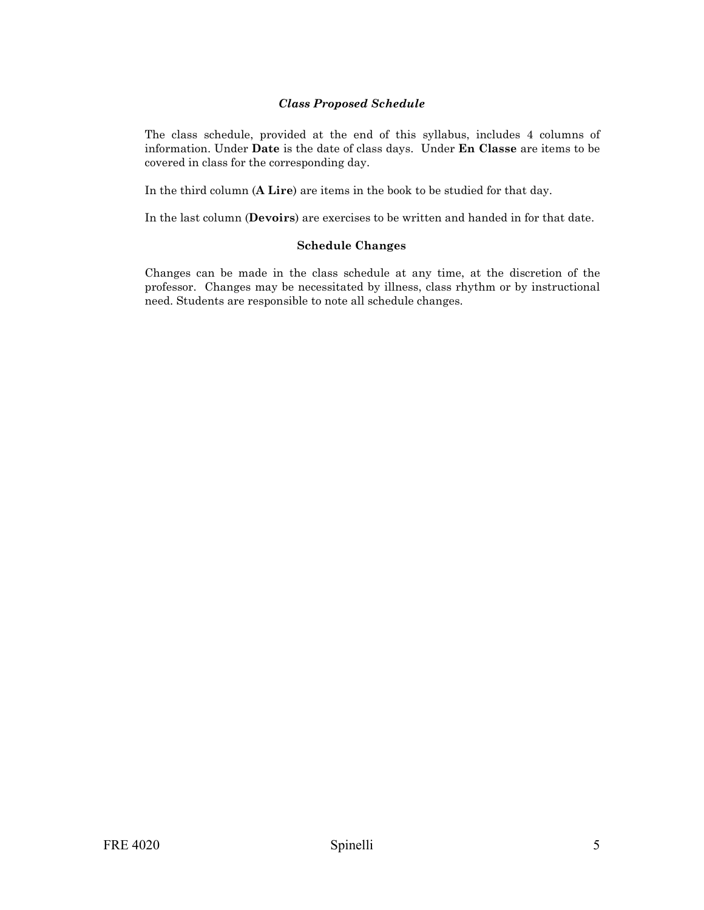### *Class Proposed Schedule*

The class schedule, provided at the end of this syllabus, includes 4 columns of information. Under **Date** is the date of class days. Under **En Classe** are items to be covered in class for the corresponding day.

In the third column (**A Lire**) are items in the book to be studied for that day.

In the last column (**Devoirs**) are exercises to be written and handed in for that date.

### Schedule Changes

Changes can be made in the class schedule at any time, at the discretion of the professor. Changes may be necessitated by illness, class rhythm or by instructional need. Students are responsible to note all schedule changes.